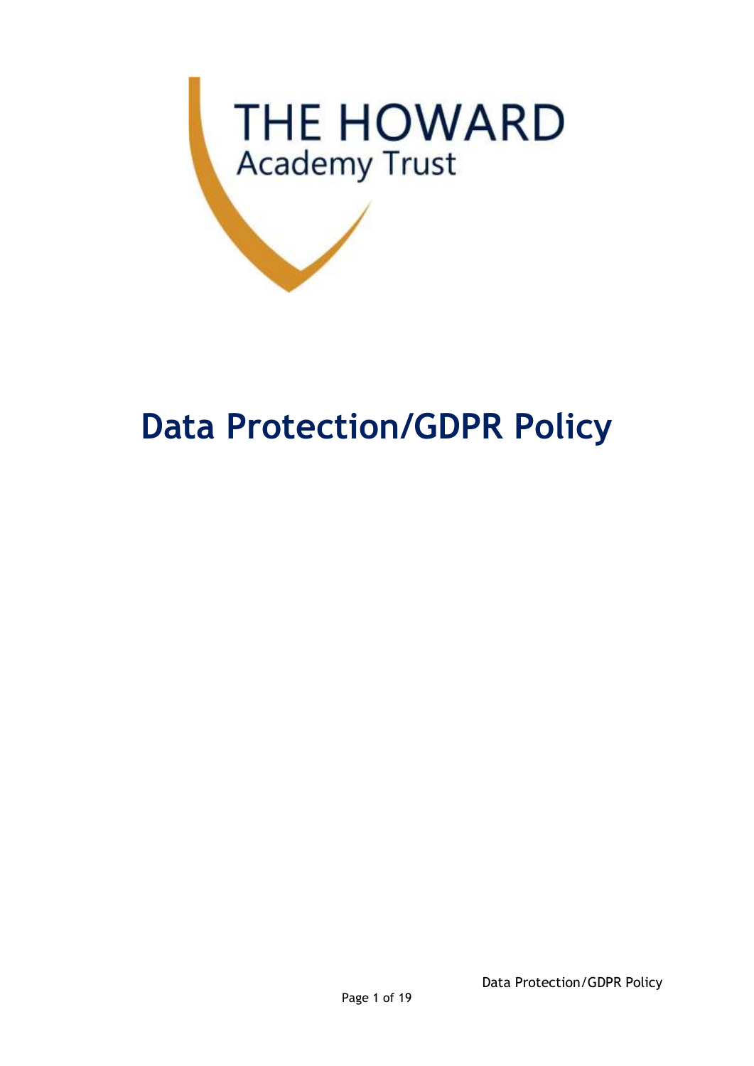THE HOWARD

Academy Trust

# Data Protection/GDPR Policy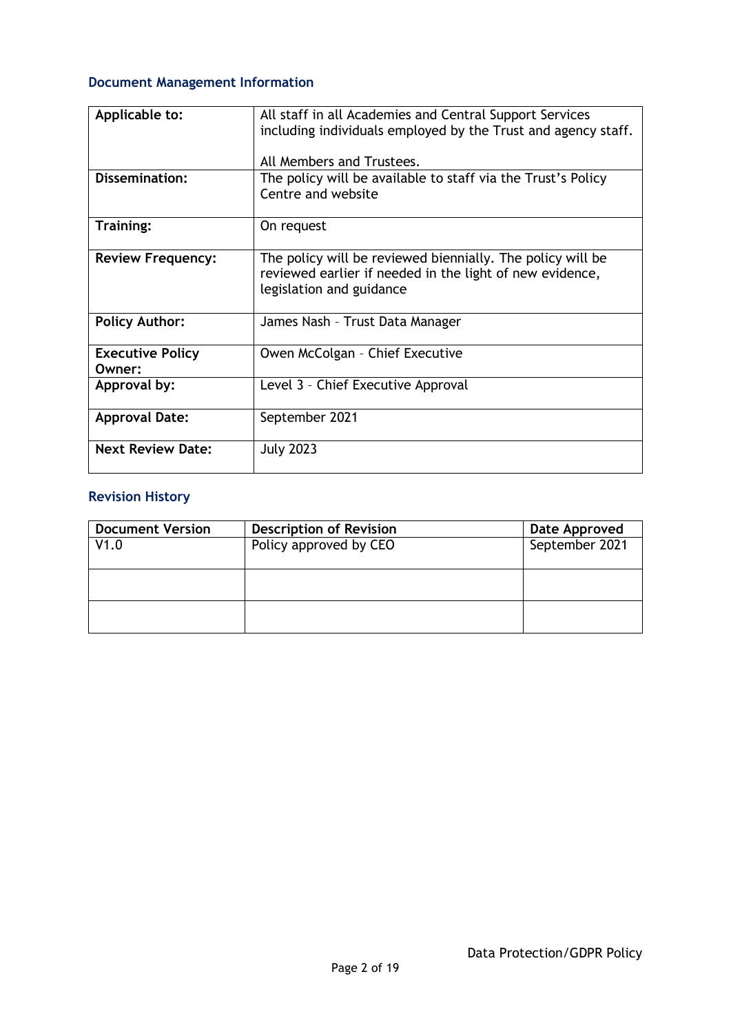### Document Management Information

| | |
|---|---|
| **Applicable to:** | All staff in all Academies and Central Support Services including individuals employed by the Trust and agency staff.<br><br>All Members and Trustees. |
| **Dissemination:** | The policy will be available to staff via the Trust's Policy Centre and website |
| **Training:** | On request |
| **Review Frequency:** | The policy will be reviewed biennially. The policy will be reviewed earlier if needed in the light of new evidence, legislation and guidance |
| **Policy Author:** | James Nash – Trust Data Manager |
| **Executive Policy Owner:** | Owen McColgan – Chief Executive |
| **Approval by:** | Level 3 – Chief Executive Approval |
| **Approval Date:** | September 2021 |
| **Next Review Date:** | July 2023 |

### Revision History

| Document Version | Description of Revision | Date Approved |
|---|---|---|
| V1.0 | Policy approved by CEO | September 2021 |
| | | |
| | | |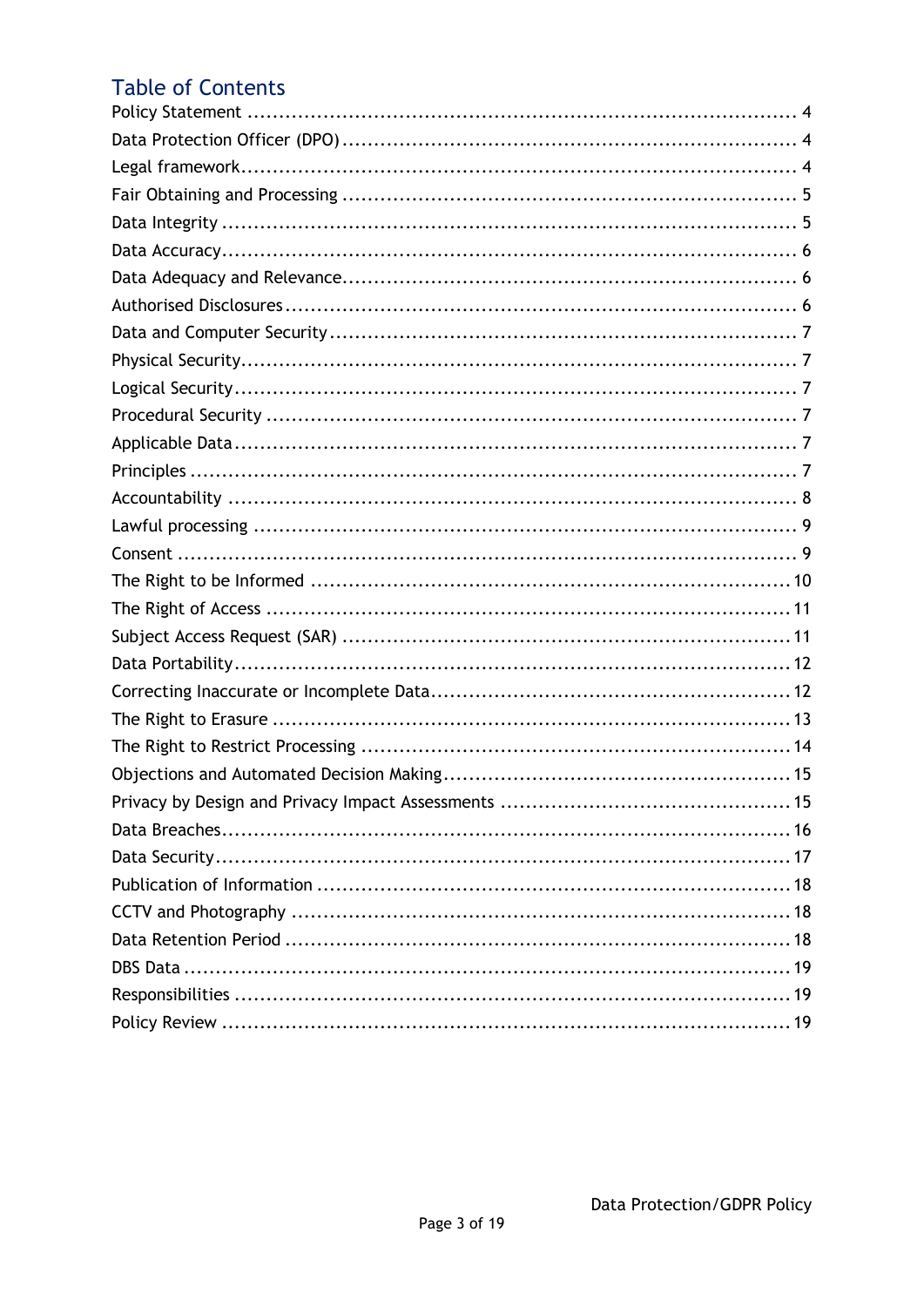## Table of Contents

Policy Statement ..... 4
Data Protection Officer (DPO) ..... 4
Legal framework ..... 4
Fair Obtaining and Processing ..... 5
Data Integrity ..... 5
Data Accuracy ..... 6
Data Adequacy and Relevance ..... 6
Authorised Disclosures ..... 6
Data and Computer Security ..... 7
Physical Security ..... 7
Logical Security ..... 7
Procedural Security ..... 7
Applicable Data ..... 7
Principles ..... 7
Accountability ..... 8
Lawful processing ..... 9
Consent ..... 9
The Right to be Informed ..... 10
The Right of Access ..... 11
Subject Access Request (SAR) ..... 11
Data Portability ..... 12
Correcting Inaccurate or Incomplete Data ..... 12
The Right to Erasure ..... 13
The Right to Restrict Processing ..... 14
Objections and Automated Decision Making ..... 15
Privacy by Design and Privacy Impact Assessments ..... 15
Data Breaches ..... 16
Data Security ..... 17
Publication of Information ..... 18
CCTV and Photography ..... 18
Data Retention Period ..... 18
DBS Data ..... 19
Responsibilities ..... 19
Policy Review ..... 19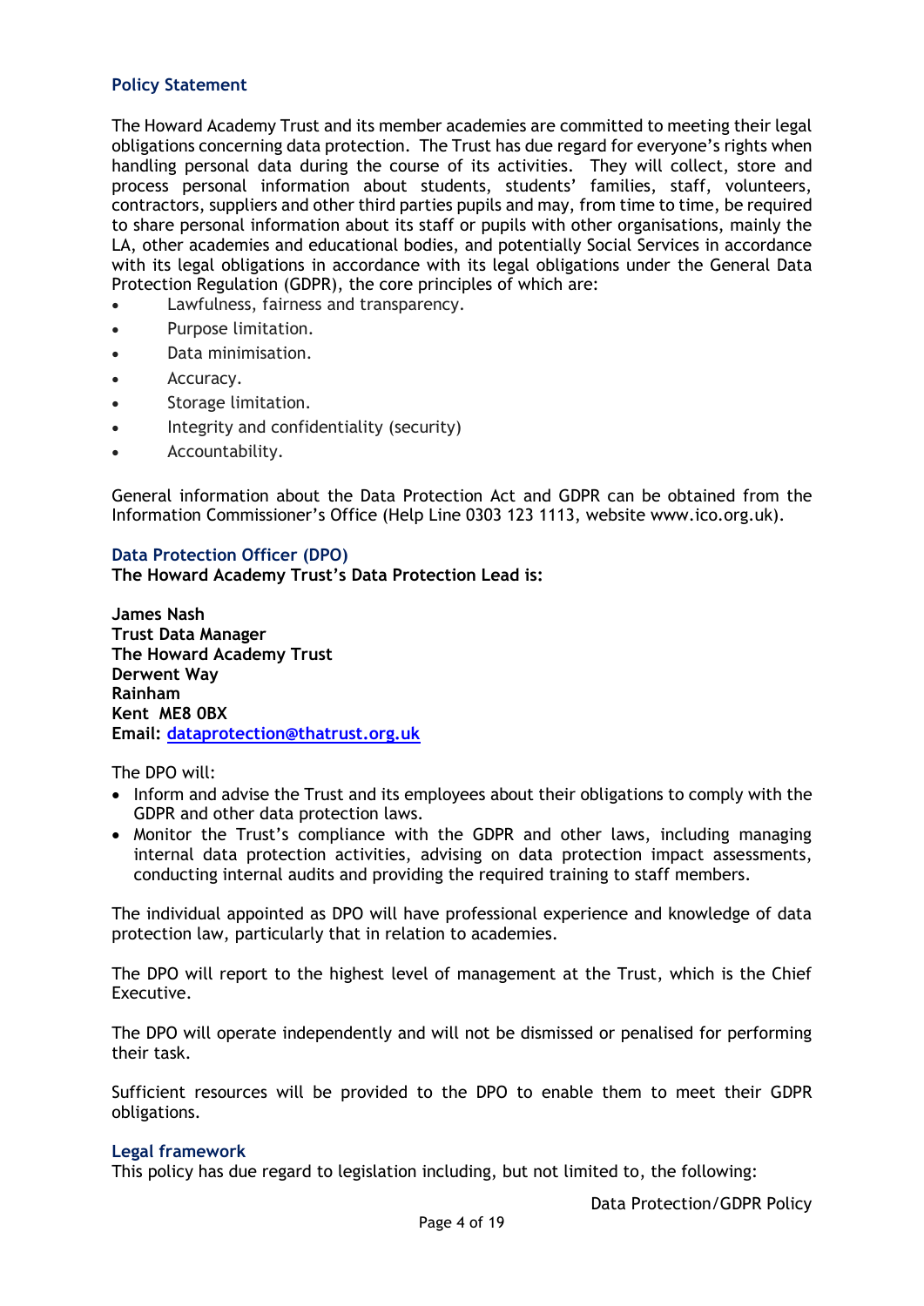## Policy Statement

The Howard Academy Trust and its member academies are committed to meeting their legal obligations concerning data protection. The Trust has due regard for everyone's rights when handling personal data during the course of its activities. They will collect, store and process personal information about students, students' families, staff, volunteers, contractors, suppliers and other third parties pupils and may, from time to time, be required to share personal information about its staff or pupils with other organisations, mainly the LA, other academies and educational bodies, and potentially Social Services in accordance with its legal obligations in accordance with its legal obligations under the General Data Protection Regulation (GDPR), the core principles of which are:

- Lawfulness, fairness and transparency.
- Purpose limitation.
- Data minimisation.
- Accuracy.
- Storage limitation.
- Integrity and confidentiality (security)
- Accountability.

General information about the Data Protection Act and GDPR can be obtained from the Information Commissioner's Office (Help Line 0303 123 1113, website www.ico.org.uk).

## Data Protection Officer (DPO)

**The Howard Academy Trust's Data Protection Lead is:**

**James Nash**
**Trust Data Manager**
**The Howard Academy Trust**
**Derwent Way**
**Rainham**
**Kent ME8 0BX**
**Email: dataprotection@thatrust.org.uk**

The DPO will:

- Inform and advise the Trust and its employees about their obligations to comply with the GDPR and other data protection laws.
- Monitor the Trust's compliance with the GDPR and other laws, including managing internal data protection activities, advising on data protection impact assessments, conducting internal audits and providing the required training to staff members.

The individual appointed as DPO will have professional experience and knowledge of data protection law, particularly that in relation to academies.

The DPO will report to the highest level of management at the Trust, which is the Chief Executive.

The DPO will operate independently and will not be dismissed or penalised for performing their task.

Sufficient resources will be provided to the DPO to enable them to meet their GDPR obligations.

## Legal framework

This policy has due regard to legislation including, but not limited to, the following: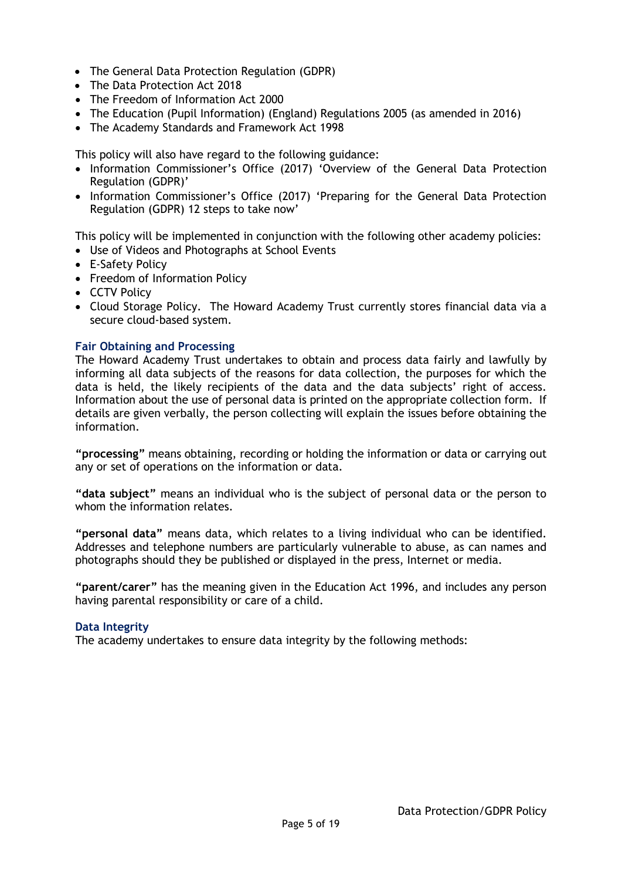- The General Data Protection Regulation (GDPR)
- The Data Protection Act 2018
- The Freedom of Information Act 2000
- The Education (Pupil Information) (England) Regulations 2005 (as amended in 2016)
- The Academy Standards and Framework Act 1998

This policy will also have regard to the following guidance:

- Information Commissioner's Office (2017) 'Overview of the General Data Protection Regulation (GDPR)'
- Information Commissioner's Office (2017) 'Preparing for the General Data Protection Regulation (GDPR) 12 steps to take now'

This policy will be implemented in conjunction with the following other academy policies:

- Use of Videos and Photographs at School Events
- E-Safety Policy
- Freedom of Information Policy
- CCTV Policy
- Cloud Storage Policy. The Howard Academy Trust currently stores financial data via a secure cloud-based system.

### Fair Obtaining and Processing

The Howard Academy Trust undertakes to obtain and process data fairly and lawfully by informing all data subjects of the reasons for data collection, the purposes for which the data is held, the likely recipients of the data and the data subjects' right of access. Information about the use of personal data is printed on the appropriate collection form. If details are given verbally, the person collecting will explain the issues before obtaining the information.

**"processing"** means obtaining, recording or holding the information or data or carrying out any or set of operations on the information or data.

**"data subject"** means an individual who is the subject of personal data or the person to whom the information relates.

**"personal data"** means data, which relates to a living individual who can be identified. Addresses and telephone numbers are particularly vulnerable to abuse, as can names and photographs should they be published or displayed in the press, Internet or media.

**"parent/carer"** has the meaning given in the Education Act 1996, and includes any person having parental responsibility or care of a child.

### Data Integrity

The academy undertakes to ensure data integrity by the following methods: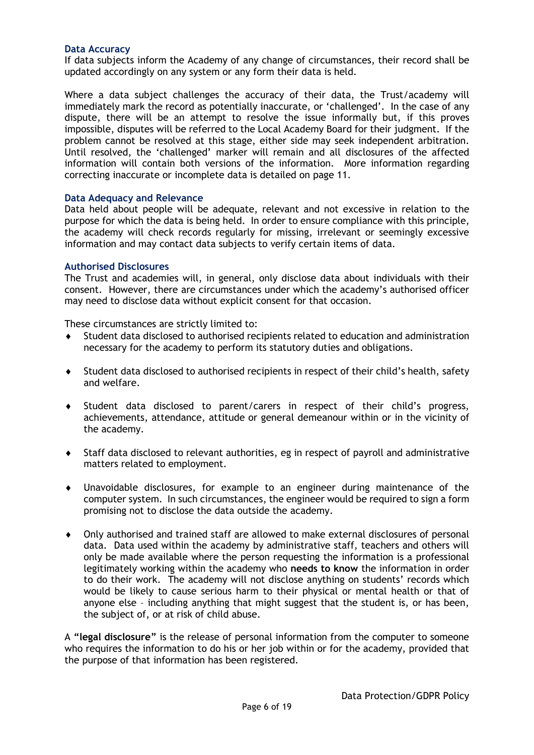### Data Accuracy

If data subjects inform the Academy of any change of circumstances, their record shall be updated accordingly on any system or any form their data is held.

Where a data subject challenges the accuracy of their data, the Trust/academy will immediately mark the record as potentially inaccurate, or 'challenged'. In the case of any dispute, there will be an attempt to resolve the issue informally but, if this proves impossible, disputes will be referred to the Local Academy Board for their judgment. If the problem cannot be resolved at this stage, either side may seek independent arbitration. Until resolved, the 'challenged' marker will remain and all disclosures of the affected information will contain both versions of the information. More information regarding correcting inaccurate or incomplete data is detailed on page 11.

### Data Adequacy and Relevance

Data held about people will be adequate, relevant and not excessive in relation to the purpose for which the data is being held. In order to ensure compliance with this principle, the academy will check records regularly for missing, irrelevant or seemingly excessive information and may contact data subjects to verify certain items of data.

### Authorised Disclosures

The Trust and academies will, in general, only disclose data about individuals with their consent. However, there are circumstances under which the academy's authorised officer may need to disclose data without explicit consent for that occasion.

These circumstances are strictly limited to:

- Student data disclosed to authorised recipients related to education and administration necessary for the academy to perform its statutory duties and obligations.
- Student data disclosed to authorised recipients in respect of their child's health, safety and welfare.
- Student data disclosed to parent/carers in respect of their child's progress, achievements, attendance, attitude or general demeanour within or in the vicinity of the academy.
- Staff data disclosed to relevant authorities, eg in respect of payroll and administrative matters related to employment.
- Unavoidable disclosures, for example to an engineer during maintenance of the computer system. In such circumstances, the engineer would be required to sign a form promising not to disclose the data outside the academy.
- Only authorised and trained staff are allowed to make external disclosures of personal data. Data used within the academy by administrative staff, teachers and others will only be made available where the person requesting the information is a professional legitimately working within the academy who **needs to know** the information in order to do their work. The academy will not disclose anything on students' records which would be likely to cause serious harm to their physical or mental health or that of anyone else – including anything that might suggest that the student is, or has been, the subject of, or at risk of child abuse.

A **"legal disclosure"** is the release of personal information from the computer to someone who requires the information to do his or her job within or for the academy, provided that the purpose of that information has been registered.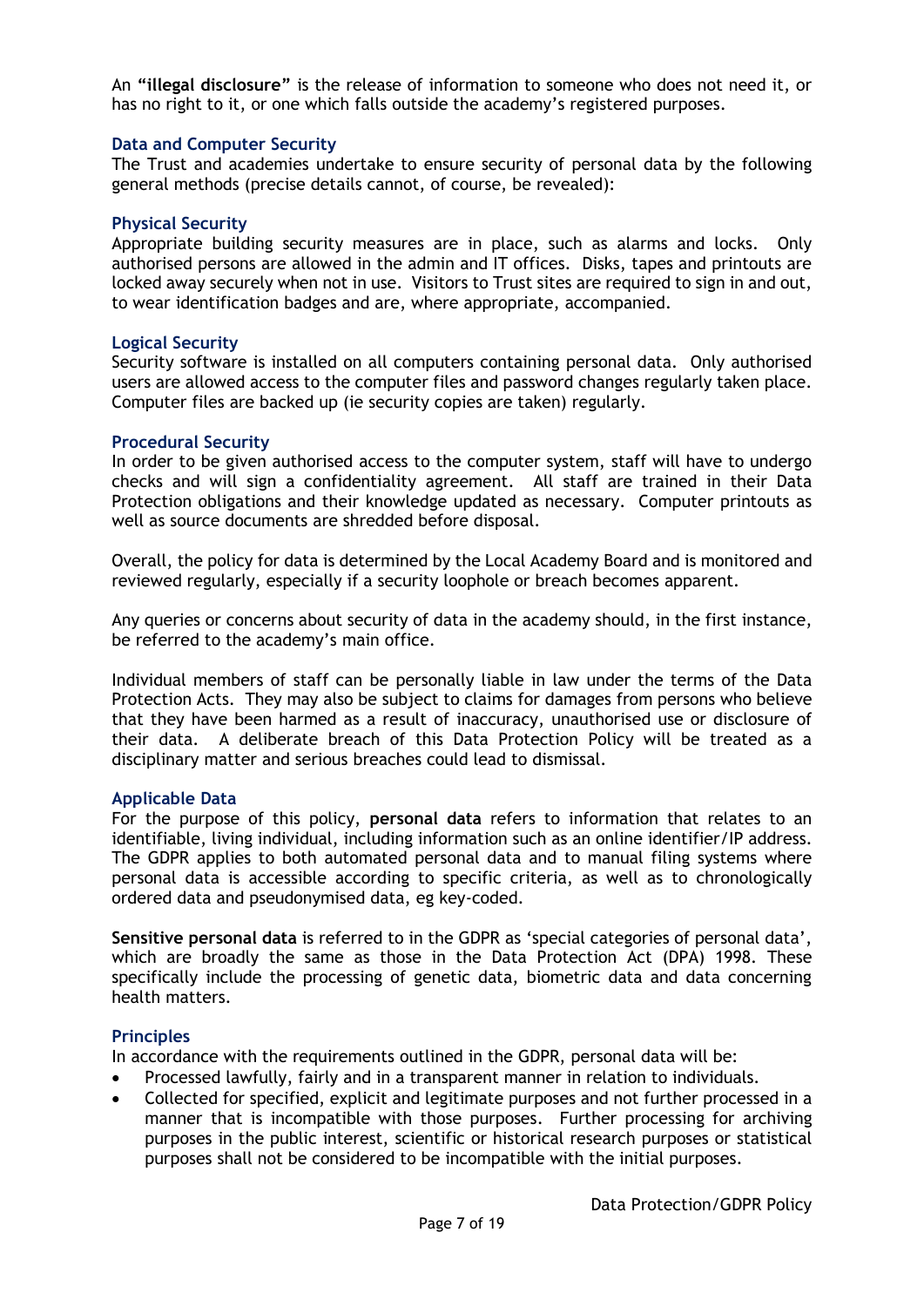An **"illegal disclosure"** is the release of information to someone who does not need it, or has no right to it, or one which falls outside the academy's registered purposes.

### Data and Computer Security

The Trust and academies undertake to ensure security of personal data by the following general methods (precise details cannot, of course, be revealed):

### Physical Security

Appropriate building security measures are in place, such as alarms and locks. Only authorised persons are allowed in the admin and IT offices. Disks, tapes and printouts are locked away securely when not in use. Visitors to Trust sites are required to sign in and out, to wear identification badges and are, where appropriate, accompanied.

### Logical Security

Security software is installed on all computers containing personal data. Only authorised users are allowed access to the computer files and password changes regularly taken place. Computer files are backed up (ie security copies are taken) regularly.

### Procedural Security

In order to be given authorised access to the computer system, staff will have to undergo checks and will sign a confidentiality agreement. All staff are trained in their Data Protection obligations and their knowledge updated as necessary. Computer printouts as well as source documents are shredded before disposal.

Overall, the policy for data is determined by the Local Academy Board and is monitored and reviewed regularly, especially if a security loophole or breach becomes apparent.

Any queries or concerns about security of data in the academy should, in the first instance, be referred to the academy's main office.

Individual members of staff can be personally liable in law under the terms of the Data Protection Acts. They may also be subject to claims for damages from persons who believe that they have been harmed as a result of inaccuracy, unauthorised use or disclosure of their data. A deliberate breach of this Data Protection Policy will be treated as a disciplinary matter and serious breaches could lead to dismissal.

### Applicable Data

For the purpose of this policy, **personal data** refers to information that relates to an identifiable, living individual, including information such as an online identifier/IP address. The GDPR applies to both automated personal data and to manual filing systems where personal data is accessible according to specific criteria, as well as to chronologically ordered data and pseudonymised data, eg key-coded.

**Sensitive personal data** is referred to in the GDPR as 'special categories of personal data', which are broadly the same as those in the Data Protection Act (DPA) 1998. These specifically include the processing of genetic data, biometric data and data concerning health matters.

### Principles

In accordance with the requirements outlined in the GDPR, personal data will be:

- Processed lawfully, fairly and in a transparent manner in relation to individuals.
- Collected for specified, explicit and legitimate purposes and not further processed in a manner that is incompatible with those purposes. Further processing for archiving purposes in the public interest, scientific or historical research purposes or statistical purposes shall not be considered to be incompatible with the initial purposes.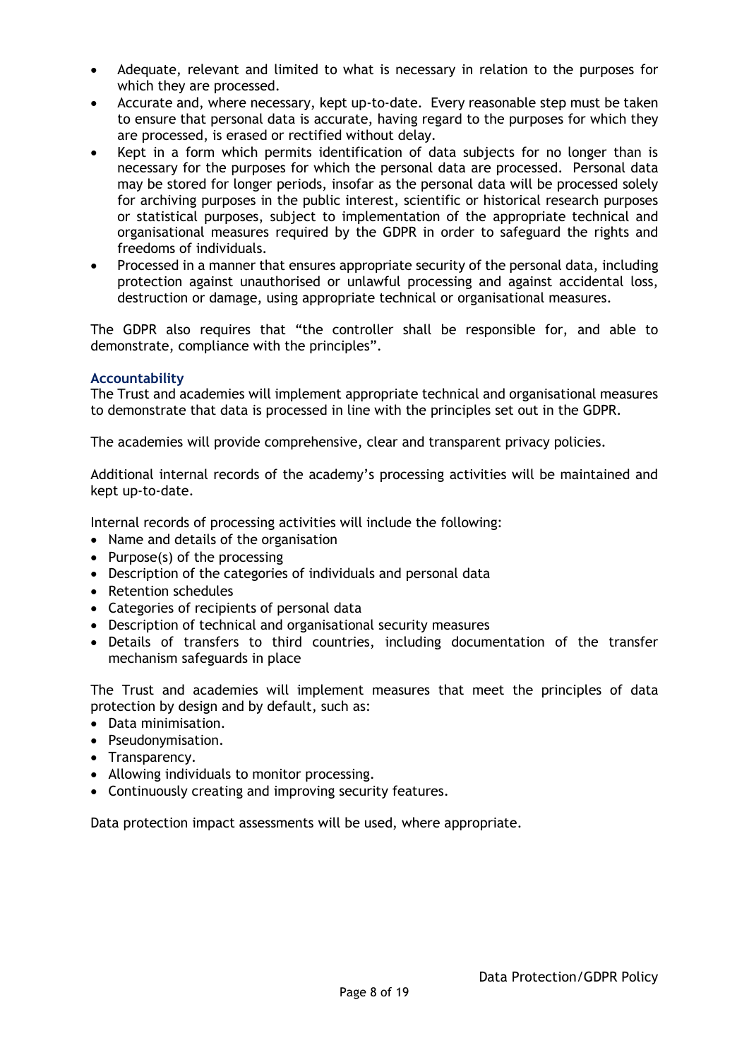- Adequate, relevant and limited to what is necessary in relation to the purposes for which they are processed.
- Accurate and, where necessary, kept up-to-date. Every reasonable step must be taken to ensure that personal data is accurate, having regard to the purposes for which they are processed, is erased or rectified without delay.
- Kept in a form which permits identification of data subjects for no longer than is necessary for the purposes for which the personal data are processed. Personal data may be stored for longer periods, insofar as the personal data will be processed solely for archiving purposes in the public interest, scientific or historical research purposes or statistical purposes, subject to implementation of the appropriate technical and organisational measures required by the GDPR in order to safeguard the rights and freedoms of individuals.
- Processed in a manner that ensures appropriate security of the personal data, including protection against unauthorised or unlawful processing and against accidental loss, destruction or damage, using appropriate technical or organisational measures.

The GDPR also requires that "the controller shall be responsible for, and able to demonstrate, compliance with the principles".

### Accountability

The Trust and academies will implement appropriate technical and organisational measures to demonstrate that data is processed in line with the principles set out in the GDPR.

The academies will provide comprehensive, clear and transparent privacy policies.

Additional internal records of the academy's processing activities will be maintained and kept up-to-date.

Internal records of processing activities will include the following:

- Name and details of the organisation
- Purpose(s) of the processing
- Description of the categories of individuals and personal data
- Retention schedules
- Categories of recipients of personal data
- Description of technical and organisational security measures
- Details of transfers to third countries, including documentation of the transfer mechanism safeguards in place

The Trust and academies will implement measures that meet the principles of data protection by design and by default, such as:

- Data minimisation.
- Pseudonymisation.
- Transparency.
- Allowing individuals to monitor processing.
- Continuously creating and improving security features.

Data protection impact assessments will be used, where appropriate.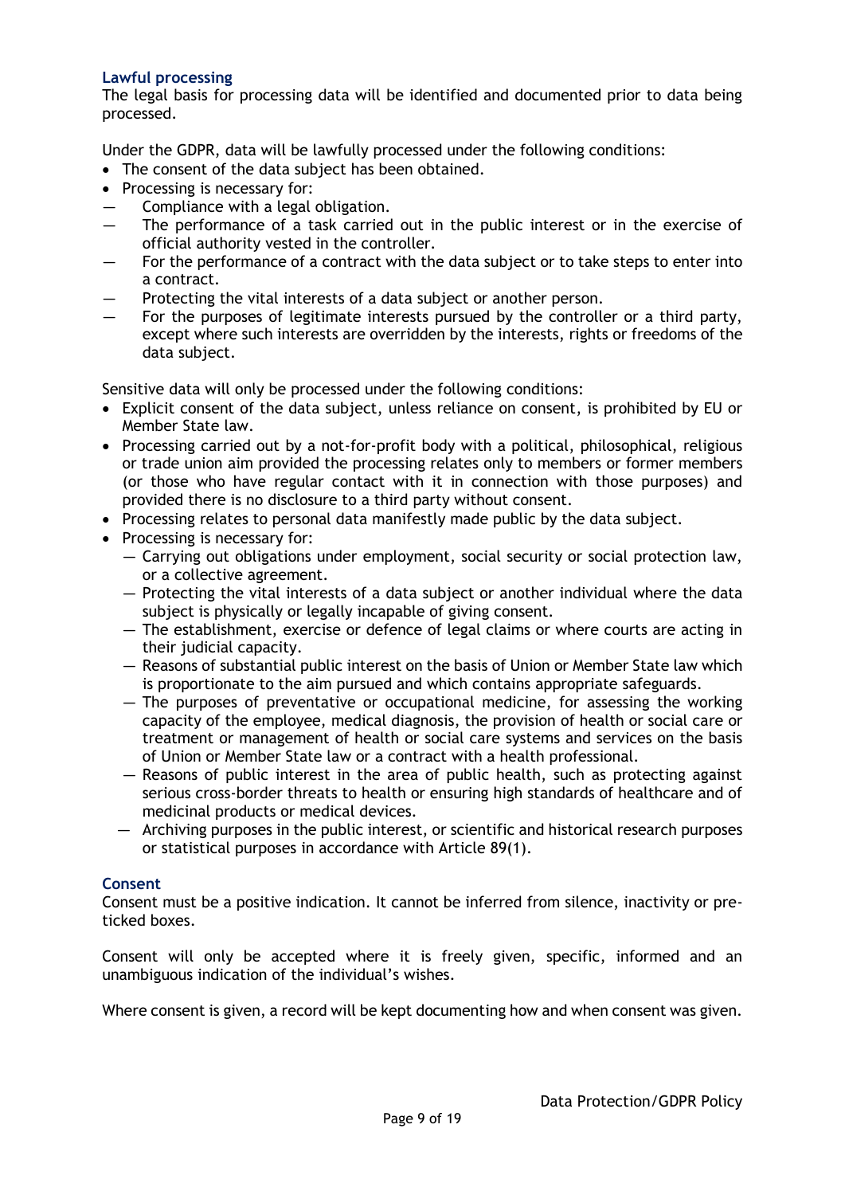## Lawful processing

The legal basis for processing data will be identified and documented prior to data being processed.

Under the GDPR, data will be lawfully processed under the following conditions:

- The consent of the data subject has been obtained.
- Processing is necessary for:
  - Compliance with a legal obligation.
  - The performance of a task carried out in the public interest or in the exercise of official authority vested in the controller.
  - For the performance of a contract with the data subject or to take steps to enter into a contract.
  - Protecting the vital interests of a data subject or another person.
  - For the purposes of legitimate interests pursued by the controller or a third party, except where such interests are overridden by the interests, rights or freedoms of the data subject.

Sensitive data will only be processed under the following conditions:

- Explicit consent of the data subject, unless reliance on consent, is prohibited by EU or Member State law.
- Processing carried out by a not-for-profit body with a political, philosophical, religious or trade union aim provided the processing relates only to members or former members (or those who have regular contact with it in connection with those purposes) and provided there is no disclosure to a third party without consent.
- Processing relates to personal data manifestly made public by the data subject.
- Processing is necessary for:
  - Carrying out obligations under employment, social security or social protection law, or a collective agreement.
  - Protecting the vital interests of a data subject or another individual where the data subject is physically or legally incapable of giving consent.
  - The establishment, exercise or defence of legal claims or where courts are acting in their judicial capacity.
  - Reasons of substantial public interest on the basis of Union or Member State law which is proportionate to the aim pursued and which contains appropriate safeguards.
  - The purposes of preventative or occupational medicine, for assessing the working capacity of the employee, medical diagnosis, the provision of health or social care or treatment or management of health or social care systems and services on the basis of Union or Member State law or a contract with a health professional.
  - Reasons of public interest in the area of public health, such as protecting against serious cross-border threats to health or ensuring high standards of healthcare and of medicinal products or medical devices.
  - Archiving purposes in the public interest, or scientific and historical research purposes or statistical purposes in accordance with Article 89(1).

## Consent

Consent must be a positive indication. It cannot be inferred from silence, inactivity or pre-ticked boxes.

Consent will only be accepted where it is freely given, specific, informed and an unambiguous indication of the individual's wishes.

Where consent is given, a record will be kept documenting how and when consent was given.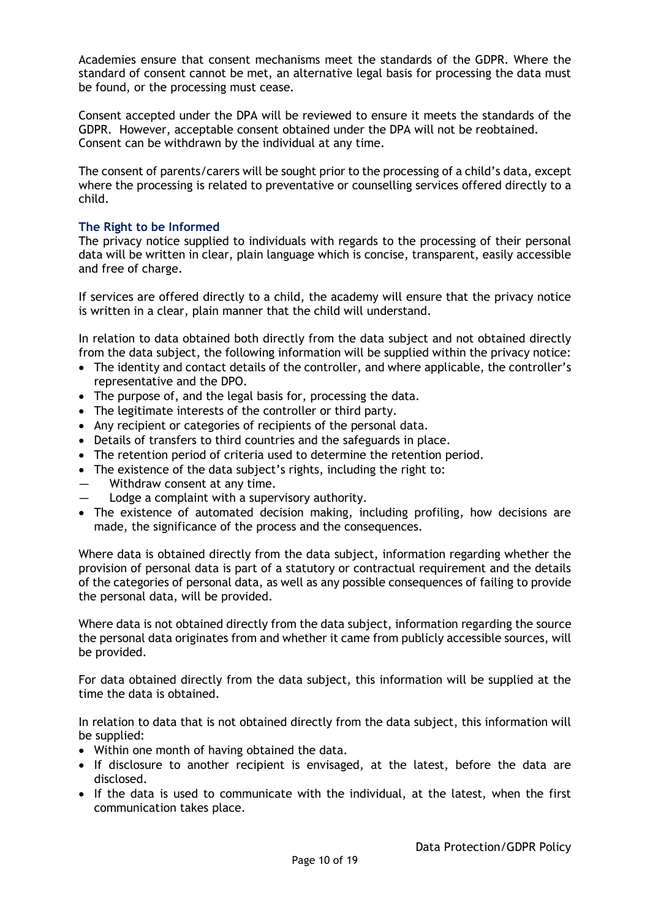Academies ensure that consent mechanisms meet the standards of the GDPR. Where the standard of consent cannot be met, an alternative legal basis for processing the data must be found, or the processing must cease.

Consent accepted under the DPA will be reviewed to ensure it meets the standards of the GDPR. However, acceptable consent obtained under the DPA will not be reobtained. Consent can be withdrawn by the individual at any time.

The consent of parents/carers will be sought prior to the processing of a child's data, except where the processing is related to preventative or counselling services offered directly to a child.

### The Right to be Informed

The privacy notice supplied to individuals with regards to the processing of their personal data will be written in clear, plain language which is concise, transparent, easily accessible and free of charge.

If services are offered directly to a child, the academy will ensure that the privacy notice is written in a clear, plain manner that the child will understand.

In relation to data obtained both directly from the data subject and not obtained directly from the data subject, the following information will be supplied within the privacy notice:

- The identity and contact details of the controller, and where applicable, the controller's representative and the DPO.
- The purpose of, and the legal basis for, processing the data.
- The legitimate interests of the controller or third party.
- Any recipient or categories of recipients of the personal data.
- Details of transfers to third countries and the safeguards in place.
- The retention period of criteria used to determine the retention period.
- The existence of the data subject's rights, including the right to:
  - Withdraw consent at any time.
  - Lodge a complaint with a supervisory authority.
- The existence of automated decision making, including profiling, how decisions are made, the significance of the process and the consequences.

Where data is obtained directly from the data subject, information regarding whether the provision of personal data is part of a statutory or contractual requirement and the details of the categories of personal data, as well as any possible consequences of failing to provide the personal data, will be provided.

Where data is not obtained directly from the data subject, information regarding the source the personal data originates from and whether it came from publicly accessible sources, will be provided.

For data obtained directly from the data subject, this information will be supplied at the time the data is obtained.

In relation to data that is not obtained directly from the data subject, this information will be supplied:

- Within one month of having obtained the data.
- If disclosure to another recipient is envisaged, at the latest, before the data are disclosed.
- If the data is used to communicate with the individual, at the latest, when the first communication takes place.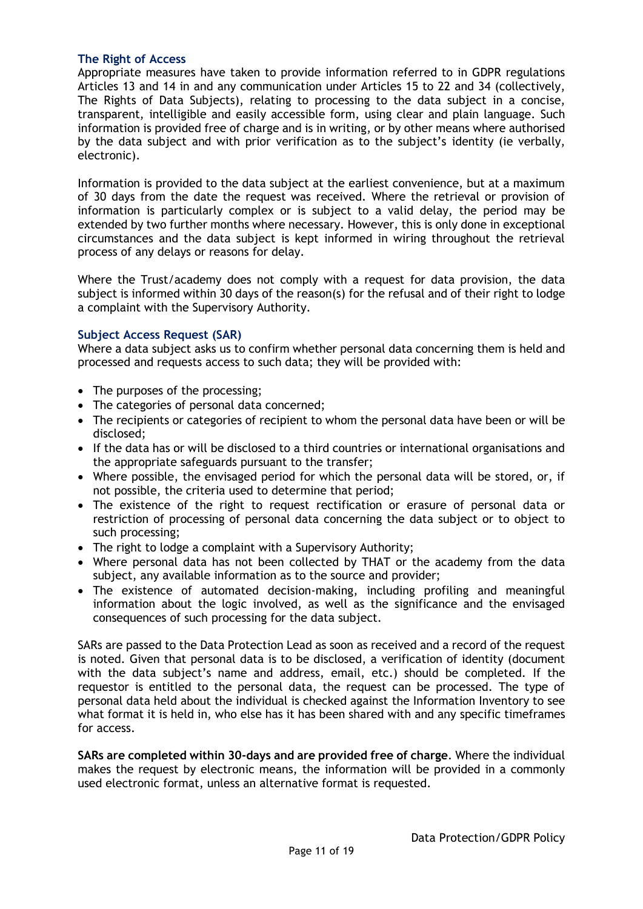### The Right of Access

Appropriate measures have taken to provide information referred to in GDPR regulations Articles 13 and 14 in and any communication under Articles 15 to 22 and 34 (collectively, The Rights of Data Subjects), relating to processing to the data subject in a concise, transparent, intelligible and easily accessible form, using clear and plain language. Such information is provided free of charge and is in writing, or by other means where authorised by the data subject and with prior verification as to the subject's identity (ie verbally, electronic).

Information is provided to the data subject at the earliest convenience, but at a maximum of 30 days from the date the request was received. Where the retrieval or provision of information is particularly complex or is subject to a valid delay, the period may be extended by two further months where necessary. However, this is only done in exceptional circumstances and the data subject is kept informed in wiring throughout the retrieval process of any delays or reasons for delay.

Where the Trust/academy does not comply with a request for data provision, the data subject is informed within 30 days of the reason(s) for the refusal and of their right to lodge a complaint with the Supervisory Authority.

### Subject Access Request (SAR)

Where a data subject asks us to confirm whether personal data concerning them is held and processed and requests access to such data; they will be provided with:

- The purposes of the processing;
- The categories of personal data concerned;
- The recipients or categories of recipient to whom the personal data have been or will be disclosed;
- If the data has or will be disclosed to a third countries or international organisations and the appropriate safeguards pursuant to the transfer;
- Where possible, the envisaged period for which the personal data will be stored, or, if not possible, the criteria used to determine that period;
- The existence of the right to request rectification or erasure of personal data or restriction of processing of personal data concerning the data subject or to object to such processing;
- The right to lodge a complaint with a Supervisory Authority;
- Where personal data has not been collected by THAT or the academy from the data subject, any available information as to the source and provider;
- The existence of automated decision-making, including profiling and meaningful information about the logic involved, as well as the significance and the envisaged consequences of such processing for the data subject.

SARs are passed to the Data Protection Lead as soon as received and a record of the request is noted. Given that personal data is to be disclosed, a verification of identity (document with the data subject's name and address, email, etc.) should be completed. If the requestor is entitled to the personal data, the request can be processed. The type of personal data held about the individual is checked against the Information Inventory to see what format it is held in, who else has it has been shared with and any specific timeframes for access.

**SARs are completed within 30-days and are provided free of charge**. Where the individual makes the request by electronic means, the information will be provided in a commonly used electronic format, unless an alternative format is requested.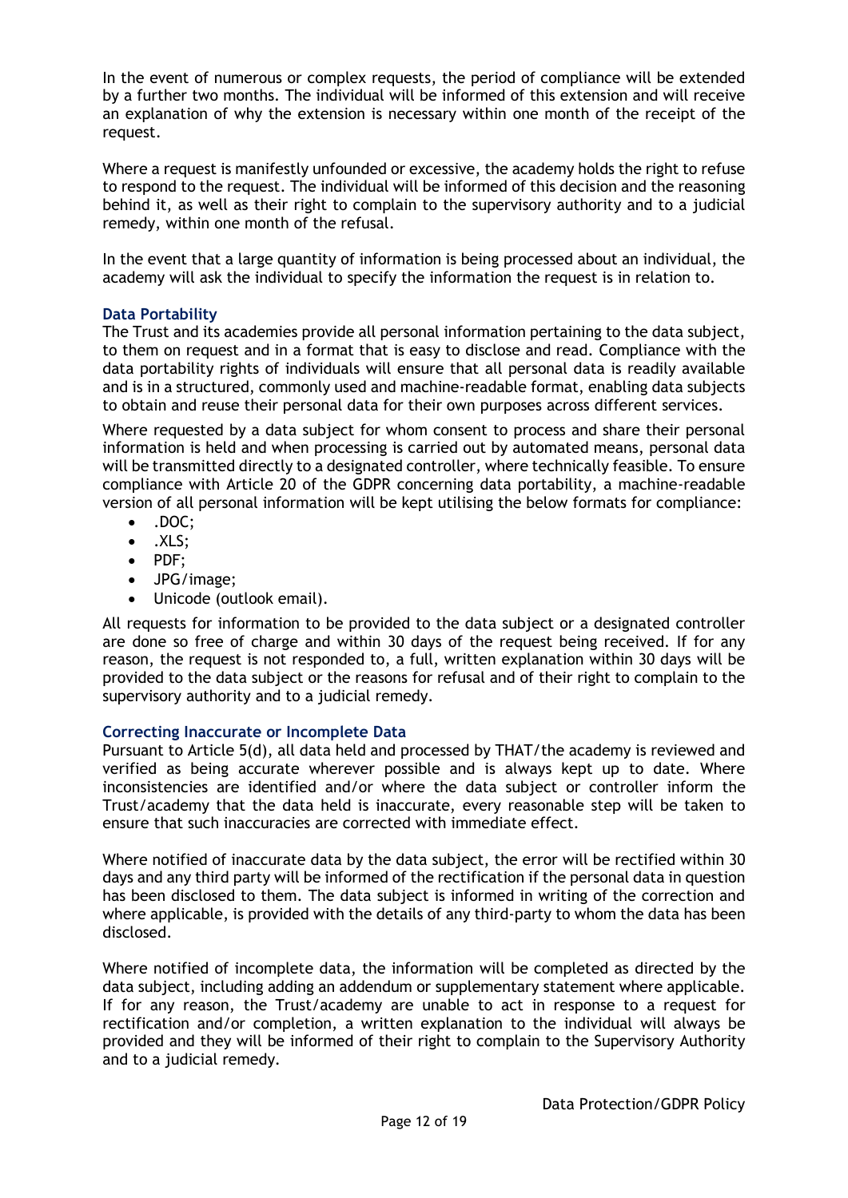In the event of numerous or complex requests, the period of compliance will be extended by a further two months. The individual will be informed of this extension and will receive an explanation of why the extension is necessary within one month of the receipt of the request.

Where a request is manifestly unfounded or excessive, the academy holds the right to refuse to respond to the request. The individual will be informed of this decision and the reasoning behind it, as well as their right to complain to the supervisory authority and to a judicial remedy, within one month of the refusal.

In the event that a large quantity of information is being processed about an individual, the academy will ask the individual to specify the information the request is in relation to.

### Data Portability

The Trust and its academies provide all personal information pertaining to the data subject, to them on request and in a format that is easy to disclose and read. Compliance with the data portability rights of individuals will ensure that all personal data is readily available and is in a structured, commonly used and machine-readable format, enabling data subjects to obtain and reuse their personal data for their own purposes across different services.

Where requested by a data subject for whom consent to process and share their personal information is held and when processing is carried out by automated means, personal data will be transmitted directly to a designated controller, where technically feasible. To ensure compliance with Article 20 of the GDPR concerning data portability, a machine-readable version of all personal information will be kept utilising the below formats for compliance:

- .DOC;
- .XLS;
- PDF;
- JPG/image;
- Unicode (outlook email).

All requests for information to be provided to the data subject or a designated controller are done so free of charge and within 30 days of the request being received. If for any reason, the request is not responded to, a full, written explanation within 30 days will be provided to the data subject or the reasons for refusal and of their right to complain to the supervisory authority and to a judicial remedy.

### Correcting Inaccurate or Incomplete Data

Pursuant to Article 5(d), all data held and processed by THAT/the academy is reviewed and verified as being accurate wherever possible and is always kept up to date. Where inconsistencies are identified and/or where the data subject or controller inform the Trust/academy that the data held is inaccurate, every reasonable step will be taken to ensure that such inaccuracies are corrected with immediate effect.

Where notified of inaccurate data by the data subject, the error will be rectified within 30 days and any third party will be informed of the rectification if the personal data in question has been disclosed to them. The data subject is informed in writing of the correction and where applicable, is provided with the details of any third-party to whom the data has been disclosed.

Where notified of incomplete data, the information will be completed as directed by the data subject, including adding an addendum or supplementary statement where applicable. If for any reason, the Trust/academy are unable to act in response to a request for rectification and/or completion, a written explanation to the individual will always be provided and they will be informed of their right to complain to the Supervisory Authority and to a judicial remedy.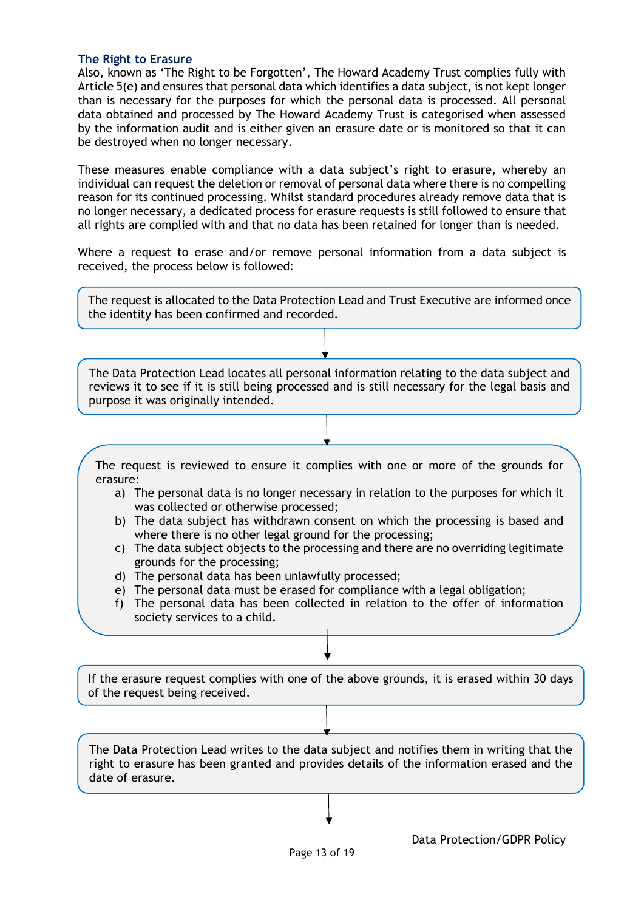### The Right to Erasure

Also, known as 'The Right to be Forgotten', The Howard Academy Trust complies fully with Article 5(e) and ensures that personal data which identifies a data subject, is not kept longer than is necessary for the purposes for which the personal data is processed. All personal data obtained and processed by The Howard Academy Trust is categorised when assessed by the information audit and is either given an erasure date or is monitored so that it can be destroyed when no longer necessary.

These measures enable compliance with a data subject's right to erasure, whereby an individual can request the deletion or removal of personal data where there is no compelling reason for its continued processing. Whilst standard procedures already remove data that is no longer necessary, a dedicated process for erasure requests is still followed to ensure that all rights are complied with and that no data has been retained for longer than is needed.

Where a request to erase and/or remove personal information from a data subject is received, the process below is followed:

The request is allocated to the Data Protection Lead and Trust Executive are informed once the identity has been confirmed and recorded.

↓

The Data Protection Lead locates all personal information relating to the data subject and reviews it to see if it is still being processed and is still necessary for the legal basis and purpose it was originally intended.

↓

The request is reviewed to ensure it complies with one or more of the grounds for erasure:

a) The personal data is no longer necessary in relation to the purposes for which it was collected or otherwise processed;
b) The data subject has withdrawn consent on which the processing is based and where there is no other legal ground for the processing;
c) The data subject objects to the processing and there are no overriding legitimate grounds for the processing;
d) The personal data has been unlawfully processed;
e) The personal data must be erased for compliance with a legal obligation;
f) The personal data has been collected in relation to the offer of information society services to a child.

↓

If the erasure request complies with one of the above grounds, it is erased within 30 days of the request being received.

↓

The Data Protection Lead writes to the data subject and notifies them in writing that the right to erasure has been granted and provides details of the information erased and the date of erasure.

↓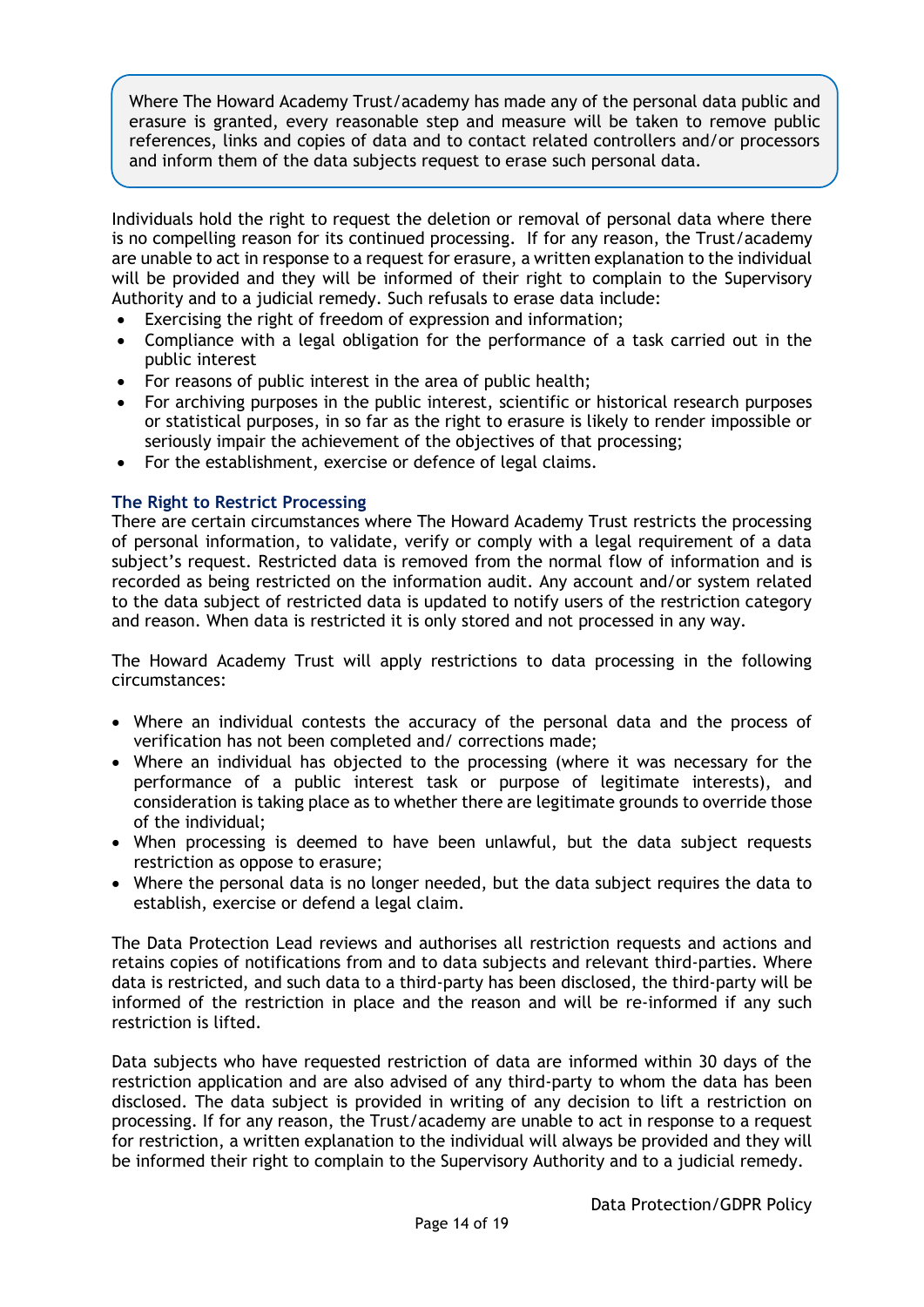Where The Howard Academy Trust/academy has made any of the personal data public and erasure is granted, every reasonable step and measure will be taken to remove public references, links and copies of data and to contact related controllers and/or processors and inform them of the data subjects request to erase such personal data.

Individuals hold the right to request the deletion or removal of personal data where there is no compelling reason for its continued processing. If for any reason, the Trust/academy are unable to act in response to a request for erasure, a written explanation to the individual will be provided and they will be informed of their right to complain to the Supervisory Authority and to a judicial remedy. Such refusals to erase data include:

- Exercising the right of freedom of expression and information;
- Compliance with a legal obligation for the performance of a task carried out in the public interest
- For reasons of public interest in the area of public health;
- For archiving purposes in the public interest, scientific or historical research purposes or statistical purposes, in so far as the right to erasure is likely to render impossible or seriously impair the achievement of the objectives of that processing;
- For the establishment, exercise or defence of legal claims.

### The Right to Restrict Processing

There are certain circumstances where The Howard Academy Trust restricts the processing of personal information, to validate, verify or comply with a legal requirement of a data subject's request. Restricted data is removed from the normal flow of information and is recorded as being restricted on the information audit. Any account and/or system related to the data subject of restricted data is updated to notify users of the restriction category and reason. When data is restricted it is only stored and not processed in any way.

The Howard Academy Trust will apply restrictions to data processing in the following circumstances:

- Where an individual contests the accuracy of the personal data and the process of verification has not been completed and/ corrections made;
- Where an individual has objected to the processing (where it was necessary for the performance of a public interest task or purpose of legitimate interests), and consideration is taking place as to whether there are legitimate grounds to override those of the individual;
- When processing is deemed to have been unlawful, but the data subject requests restriction as oppose to erasure;
- Where the personal data is no longer needed, but the data subject requires the data to establish, exercise or defend a legal claim.

The Data Protection Lead reviews and authorises all restriction requests and actions and retains copies of notifications from and to data subjects and relevant third-parties. Where data is restricted, and such data to a third-party has been disclosed, the third-party will be informed of the restriction in place and the reason and will be re-informed if any such restriction is lifted.

Data subjects who have requested restriction of data are informed within 30 days of the restriction application and are also advised of any third-party to whom the data has been disclosed. The data subject is provided in writing of any decision to lift a restriction on processing. If for any reason, the Trust/academy are unable to act in response to a request for restriction, a written explanation to the individual will always be provided and they will be informed their right to complain to the Supervisory Authority and to a judicial remedy.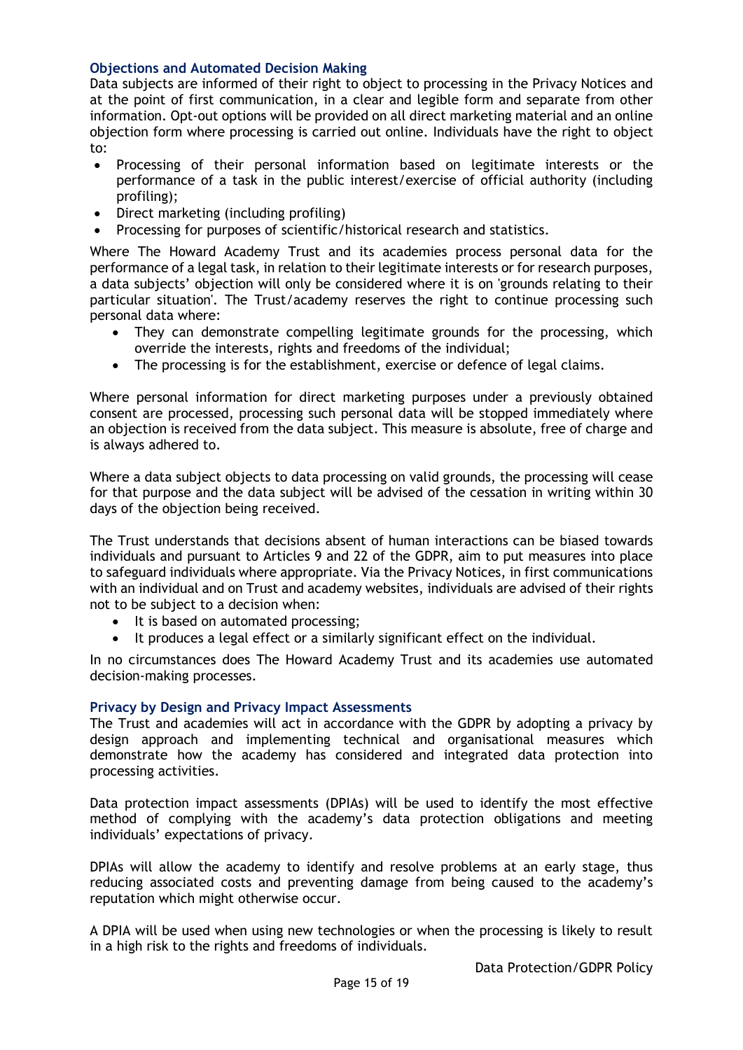### Objections and Automated Decision Making

Data subjects are informed of their right to object to processing in the Privacy Notices and at the point of first communication, in a clear and legible form and separate from other information. Opt-out options will be provided on all direct marketing material and an online objection form where processing is carried out online. Individuals have the right to object to:

- Processing of their personal information based on legitimate interests or the performance of a task in the public interest/exercise of official authority (including profiling);
- Direct marketing (including profiling)
- Processing for purposes of scientific/historical research and statistics.

Where The Howard Academy Trust and its academies process personal data for the performance of a legal task, in relation to their legitimate interests or for research purposes, a data subjects' objection will only be considered where it is on 'grounds relating to their particular situation'. The Trust/academy reserves the right to continue processing such personal data where:

- They can demonstrate compelling legitimate grounds for the processing, which override the interests, rights and freedoms of the individual;
- The processing is for the establishment, exercise or defence of legal claims.

Where personal information for direct marketing purposes under a previously obtained consent are processed, processing such personal data will be stopped immediately where an objection is received from the data subject. This measure is absolute, free of charge and is always adhered to.

Where a data subject objects to data processing on valid grounds, the processing will cease for that purpose and the data subject will be advised of the cessation in writing within 30 days of the objection being received.

The Trust understands that decisions absent of human interactions can be biased towards individuals and pursuant to Articles 9 and 22 of the GDPR, aim to put measures into place to safeguard individuals where appropriate. Via the Privacy Notices, in first communications with an individual and on Trust and academy websites, individuals are advised of their rights not to be subject to a decision when:

- It is based on automated processing;
- It produces a legal effect or a similarly significant effect on the individual.

In no circumstances does The Howard Academy Trust and its academies use automated decision-making processes.

### Privacy by Design and Privacy Impact Assessments

The Trust and academies will act in accordance with the GDPR by adopting a privacy by design approach and implementing technical and organisational measures which demonstrate how the academy has considered and integrated data protection into processing activities.

Data protection impact assessments (DPIAs) will be used to identify the most effective method of complying with the academy's data protection obligations and meeting individuals' expectations of privacy.

DPIAs will allow the academy to identify and resolve problems at an early stage, thus reducing associated costs and preventing damage from being caused to the academy's reputation which might otherwise occur.

A DPIA will be used when using new technologies or when the processing is likely to result in a high risk to the rights and freedoms of individuals.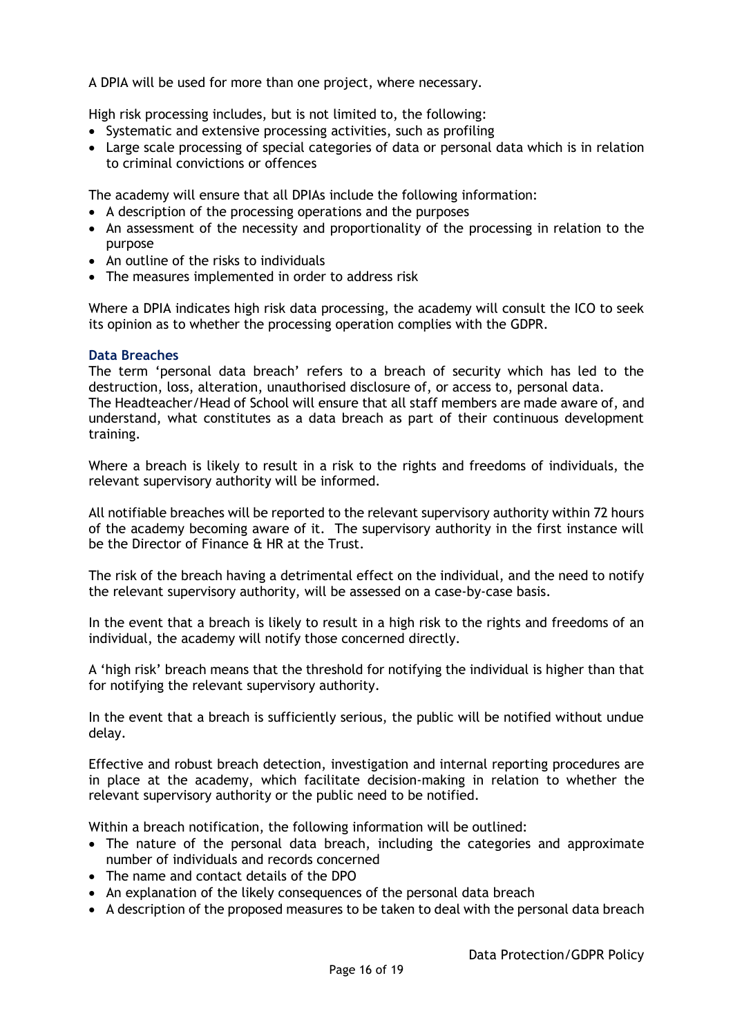A DPIA will be used for more than one project, where necessary.

High risk processing includes, but is not limited to, the following:

- Systematic and extensive processing activities, such as profiling
- Large scale processing of special categories of data or personal data which is in relation to criminal convictions or offences

The academy will ensure that all DPIAs include the following information:

- A description of the processing operations and the purposes
- An assessment of the necessity and proportionality of the processing in relation to the purpose
- An outline of the risks to individuals
- The measures implemented in order to address risk

Where a DPIA indicates high risk data processing, the academy will consult the ICO to seek its opinion as to whether the processing operation complies with the GDPR.

### Data Breaches

The term 'personal data breach' refers to a breach of security which has led to the destruction, loss, alteration, unauthorised disclosure of, or access to, personal data.
The Headteacher/Head of School will ensure that all staff members are made aware of, and understand, what constitutes as a data breach as part of their continuous development training.

Where a breach is likely to result in a risk to the rights and freedoms of individuals, the relevant supervisory authority will be informed.

All notifiable breaches will be reported to the relevant supervisory authority within 72 hours of the academy becoming aware of it. The supervisory authority in the first instance will be the Director of Finance & HR at the Trust.

The risk of the breach having a detrimental effect on the individual, and the need to notify the relevant supervisory authority, will be assessed on a case-by-case basis.

In the event that a breach is likely to result in a high risk to the rights and freedoms of an individual, the academy will notify those concerned directly.

A 'high risk' breach means that the threshold for notifying the individual is higher than that for notifying the relevant supervisory authority.

In the event that a breach is sufficiently serious, the public will be notified without undue delay.

Effective and robust breach detection, investigation and internal reporting procedures are in place at the academy, which facilitate decision-making in relation to whether the relevant supervisory authority or the public need to be notified.

Within a breach notification, the following information will be outlined:

- The nature of the personal data breach, including the categories and approximate number of individuals and records concerned
- The name and contact details of the DPO
- An explanation of the likely consequences of the personal data breach
- A description of the proposed measures to be taken to deal with the personal data breach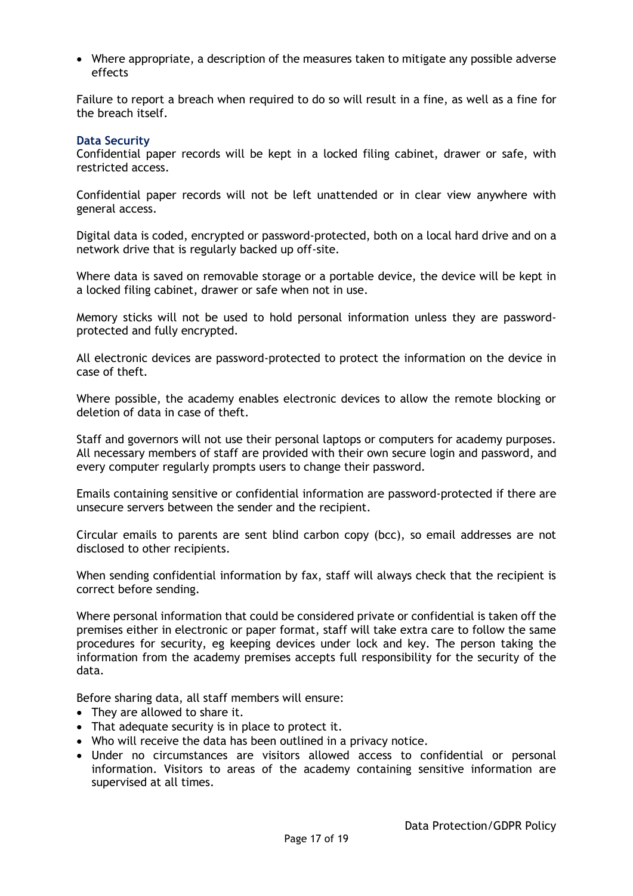- Where appropriate, a description of the measures taken to mitigate any possible adverse effects

Failure to report a breach when required to do so will result in a fine, as well as a fine for the breach itself.

### Data Security

Confidential paper records will be kept in a locked filing cabinet, drawer or safe, with restricted access.

Confidential paper records will not be left unattended or in clear view anywhere with general access.

Digital data is coded, encrypted or password-protected, both on a local hard drive and on a network drive that is regularly backed up off-site.

Where data is saved on removable storage or a portable device, the device will be kept in a locked filing cabinet, drawer or safe when not in use.

Memory sticks will not be used to hold personal information unless they are password-protected and fully encrypted.

All electronic devices are password-protected to protect the information on the device in case of theft.

Where possible, the academy enables electronic devices to allow the remote blocking or deletion of data in case of theft.

Staff and governors will not use their personal laptops or computers for academy purposes. All necessary members of staff are provided with their own secure login and password, and every computer regularly prompts users to change their password.

Emails containing sensitive or confidential information are password-protected if there are unsecure servers between the sender and the recipient.

Circular emails to parents are sent blind carbon copy (bcc), so email addresses are not disclosed to other recipients.

When sending confidential information by fax, staff will always check that the recipient is correct before sending.

Where personal information that could be considered private or confidential is taken off the premises either in electronic or paper format, staff will take extra care to follow the same procedures for security, eg keeping devices under lock and key. The person taking the information from the academy premises accepts full responsibility for the security of the data.

Before sharing data, all staff members will ensure:

- They are allowed to share it.
- That adequate security is in place to protect it.
- Who will receive the data has been outlined in a privacy notice.
- Under no circumstances are visitors allowed access to confidential or personal information. Visitors to areas of the academy containing sensitive information are supervised at all times.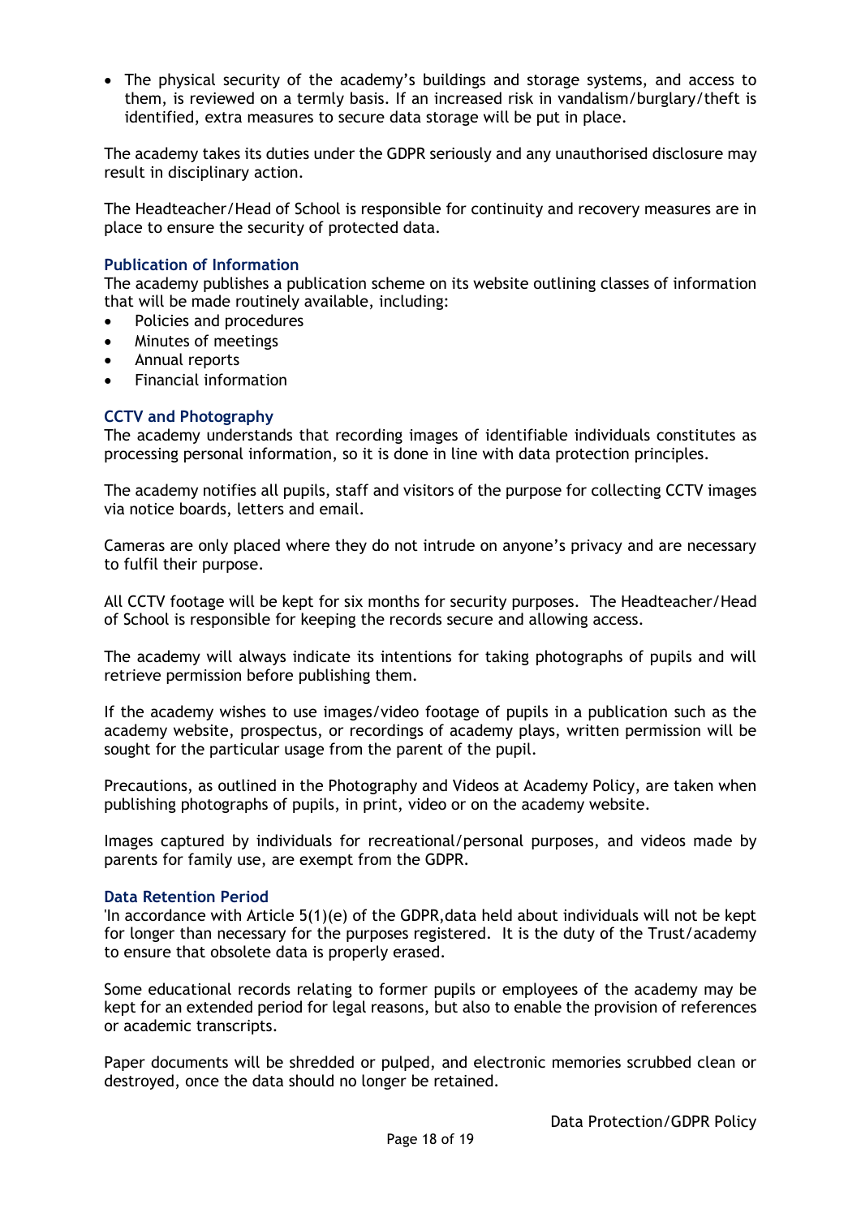- The physical security of the academy's buildings and storage systems, and access to them, is reviewed on a termly basis. If an increased risk in vandalism/burglary/theft is identified, extra measures to secure data storage will be put in place.

The academy takes its duties under the GDPR seriously and any unauthorised disclosure may result in disciplinary action.

The Headteacher/Head of School is responsible for continuity and recovery measures are in place to ensure the security of protected data.

### Publication of Information

The academy publishes a publication scheme on its website outlining classes of information that will be made routinely available, including:

- Policies and procedures
- Minutes of meetings
- Annual reports
- Financial information

### CCTV and Photography

The academy understands that recording images of identifiable individuals constitutes as processing personal information, so it is done in line with data protection principles.

The academy notifies all pupils, staff and visitors of the purpose for collecting CCTV images via notice boards, letters and email.

Cameras are only placed where they do not intrude on anyone's privacy and are necessary to fulfil their purpose.

All CCTV footage will be kept for six months for security purposes. The Headteacher/Head of School is responsible for keeping the records secure and allowing access.

The academy will always indicate its intentions for taking photographs of pupils and will retrieve permission before publishing them.

If the academy wishes to use images/video footage of pupils in a publication such as the academy website, prospectus, or recordings of academy plays, written permission will be sought for the particular usage from the parent of the pupil.

Precautions, as outlined in the Photography and Videos at Academy Policy, are taken when publishing photographs of pupils, in print, video or on the academy website.

Images captured by individuals for recreational/personal purposes, and videos made by parents for family use, are exempt from the GDPR.

### Data Retention Period

'In accordance with Article 5(1)(e) of the GDPR,data held about individuals will not be kept for longer than necessary for the purposes registered. It is the duty of the Trust/academy to ensure that obsolete data is properly erased.

Some educational records relating to former pupils or employees of the academy may be kept for an extended period for legal reasons, but also to enable the provision of references or academic transcripts.

Paper documents will be shredded or pulped, and electronic memories scrubbed clean or destroyed, once the data should no longer be retained.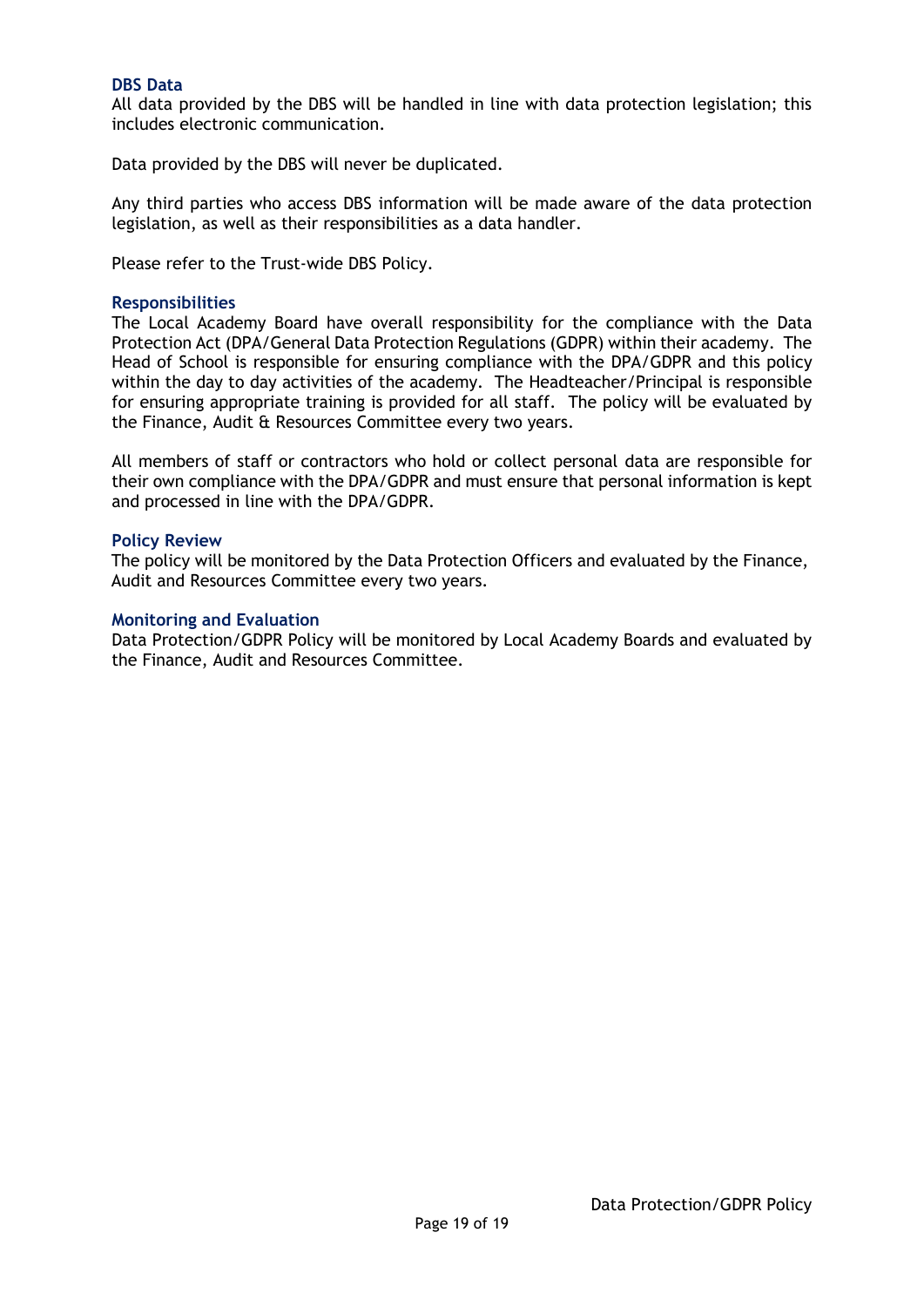### DBS Data

All data provided by the DBS will be handled in line with data protection legislation; this includes electronic communication.

Data provided by the DBS will never be duplicated.

Any third parties who access DBS information will be made aware of the data protection legislation, as well as their responsibilities as a data handler.

Please refer to the Trust-wide DBS Policy.

### Responsibilities

The Local Academy Board have overall responsibility for the compliance with the Data Protection Act (DPA/General Data Protection Regulations (GDPR) within their academy. The Head of School is responsible for ensuring compliance with the DPA/GDPR and this policy within the day to day activities of the academy. The Headteacher/Principal is responsible for ensuring appropriate training is provided for all staff. The policy will be evaluated by the Finance, Audit & Resources Committee every two years.

All members of staff or contractors who hold or collect personal data are responsible for their own compliance with the DPA/GDPR and must ensure that personal information is kept and processed in line with the DPA/GDPR.

### Policy Review

The policy will be monitored by the Data Protection Officers and evaluated by the Finance, Audit and Resources Committee every two years.

### Monitoring and Evaluation

Data Protection/GDPR Policy will be monitored by Local Academy Boards and evaluated by the Finance, Audit and Resources Committee.